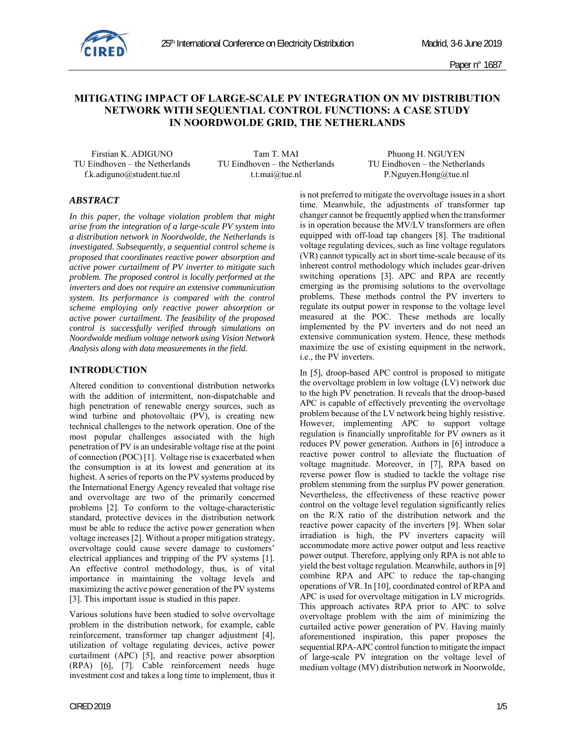# MITIGATING IMPACT OF LARGE-SCALE PV INTEGRATION ON MV DISTRIBUTION NETWORK WITH SEQUENTIAL CONTROL FUNCTIONS: A CASE STUDY IN NOORDWOLDE GRID, THE NETHERLANDS

Firstian K. ADIGUNO
TU Eindhoven – the Netherlands
f.k.adiguno@student.tue.nl

Tam T. MAI
TU Eindhoven – the Netherlands
t.t.mai@tue.nl

Phuong H. NGUYEN
TU Eindhoven – the Netherlands
P.Nguyen.Hong@tue.nl

## ABSTRACT

*In this paper, the voltage violation problem that might arise from the integration of a large-scale PV system into a distribution network in Noordwolde, the Netherlands is investigated. Subsequently, a sequential control scheme is proposed that coordinates reactive power absorption and active power curtailment of PV inverter to mitigate such problem. The proposed control is locally performed at the inverters and does not require an extensive communication system. Its performance is compared with the control scheme employing only reactive power absorption or active power curtailment. The feasibility of the proposed control is successfully verified through simulations on Noordwolde medium voltage network using Vision Network Analysis along with data measurements in the field.*

## INTRODUCTION

Altered condition to conventional distribution networks with the addition of intermittent, non-dispatchable and high penetration of renewable energy sources, such as wind turbine and photovoltaic (PV), is creating new technical challenges to the network operation. One of the most popular challenges associated with the high penetration of PV is an undesirable voltage rise at the point of connection (POC) [1]. Voltage rise is exacerbated when the consumption is at its lowest and generation at its highest. A series of reports on the PV systems produced by the International Energy Agency revealed that voltage rise and overvoltage are two of the primarily concerned problems [2]. To conform to the voltage-characteristic standard, protective devices in the distribution network must be able to reduce the active power generation when voltage increases [2]. Without a proper mitigation strategy, overvoltage could cause severe damage to customers' electrical appliances and tripping of the PV systems [1]. An effective control methodology, thus, is of vital importance in maintaining the voltage levels and maximizing the active power generation of the PV systems [3]. This important issue is studied in this paper.

Various solutions have been studied to solve overvoltage problem in the distribution network, for example, cable reinforcement, transformer tap changer adjustment [4], utilization of voltage regulating devices, active power curtailment (APC) [5], and reactive power absorption (RPA) [6], [7]. Cable reinforcement needs huge investment cost and takes a long time to implement, thus it is not preferred to mitigate the overvoltage issues in a short time. Meanwhile, the adjustments of transformer tap changer cannot be frequently applied when the transformer is in operation because the MV/LV transformers are often equipped with off-load tap changers [8]. The traditional voltage regulating devices, such as line voltage regulators (VR) cannot typically act in short time-scale because of its inherent control methodology which includes gear-driven switching operations [3]. APC and RPA are recently emerging as the promising solutions to the overvoltage problems. These methods control the PV inverters to regulate its output power in response to the voltage level measured at the POC. These methods are locally implemented by the PV inverters and do not need an extensive communication system. Hence, these methods maximize the use of existing equipment in the network, i.e., the PV inverters.

In [5], droop-based APC control is proposed to mitigate the overvoltage problem in low voltage (LV) network due to the high PV penetration. It reveals that the droop-based APC is capable of effectively preventing the overvoltage problem because of the LV network being highly resistive. However, implementing APC to support voltage regulation is financially unprofitable for PV owners as it reduces PV power generation. Authors in [6] introduce a reactive power control to alleviate the fluctuation of voltage magnitude. Moreover, in [7], RPA based on reverse power flow is studied to tackle the voltage rise problem stemming from the surplus PV power generation. Nevertheless, the effectiveness of these reactive power control on the voltage level regulation significantly relies on the R/X ratio of the distribution network and the reactive power capacity of the inverters [9]. When solar irradiation is high, the PV inverters capacity will accommodate more active power output and less reactive power output. Therefore, applying only RPA is not able to yield the best voltage regulation. Meanwhile, authors in [9] combine RPA and APC to reduce the tap-changing operations of VR. In [10], coordinated control of RPA and APC is used for overvoltage mitigation in LV microgrids. This approach activates RPA prior to APC to solve overvoltage problem with the aim of minimizing the curtailed active power generation of PV. Having mainly aforementioned inspiration, this paper proposes the sequential RPA-APC control function to mitigate the impact of large-scale PV integration on the voltage level of medium voltage (MV) distribution network in Noorwolde,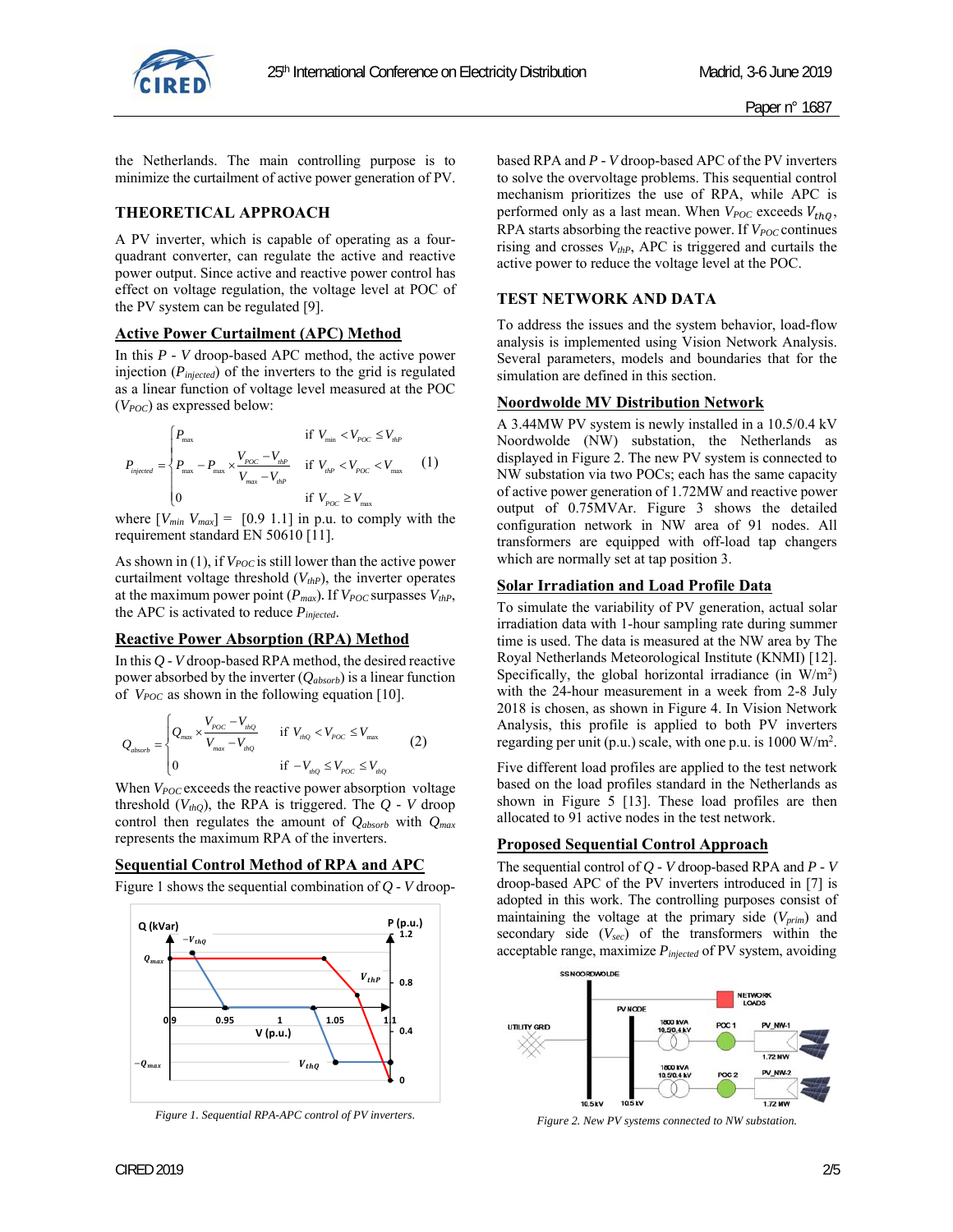the Netherlands. The main controlling purpose is to minimize the curtailment of active power generation of PV.

## THEORETICAL APPROACH

A PV inverter, which is capable of operating as a four-quadrant converter, can regulate the active and reactive power output. Since active and reactive power control has effect on voltage regulation, the voltage level at POC of the PV system can be regulated [9].

### Active Power Curtailment (APC) Method

In this $P$ - $V$ droop-based APC method, the active power injection ($P_{injected}$) of the inverters to the grid is regulated as a linear function of voltage level measured at the POC ($V_{POC}$) as expressed below:

$$P_{injected} = \begin{cases} P_{max} & \text{if } V_{min} < V_{POC} \le V_{thP} \\ P_{max} - P_{max} \times \dfrac{V_{POC} - V_{thP}}{V_{max} - V_{thP}} & \text{if } V_{thP} < V_{POC} < V_{max} \\ 0 & \text{if } V_{POC} \ge V_{max} \end{cases} \quad (1)$$

where [$V_{min}$ $V_{max}$] = [0.9 1.1] in p.u. to comply with the requirement standard EN 50610 [11].

As shown in (1), if $V_{POC}$ is still lower than the active power curtailment voltage threshold ($V_{thP}$), the inverter operates at the maximum power point ($P_{max}$). If $V_{POC}$ surpasses $V_{thP}$, the APC is activated to reduce $P_{injected}$.

### Reactive Power Absorption (RPA) Method

In this $Q$ - $V$ droop-based RPA method, the desired reactive power absorbed by the inverter ($Q_{absorb}$) is a linear function of $V_{POC}$ as shown in the following equation [10].

$$Q_{absorb} = \begin{cases} Q_{max} \times \dfrac{V_{POC} - V_{thQ}}{V_{max} - V_{thQ}} & \text{if } V_{thQ} < V_{POC} \le V_{max} \\ 0 & \text{if } -V_{thQ} \le V_{POC} \le V_{thQ} \end{cases} \quad (2)$$

When $V_{POC}$ exceeds the reactive power absorption voltage threshold ($V_{thQ}$), the RPA is triggered. The $Q$ - $V$ droop control then regulates the amount of $Q_{absorb}$ with $Q_{max}$ represents the maximum RPA of the inverters.

### Sequential Control Method of RPA and APC

Figure 1 shows the sequential combination of $Q$ - $V$ droop-based RPA and $P$ - $V$ droop-based APC of the PV inverters to solve the overvoltage problems. This sequential control mechanism prioritizes the use of RPA, while APC is performed only as a last mean. When $V_{POC}$ exceeds $V_{thQ}$, RPA starts absorbing the reactive power. If $V_{POC}$ continues rising and crosses $V_{thP}$, APC is triggered and curtails the active power to reduce the voltage level at the POC.

Figure 1. Sequential RPA-APC control of PV inverters.

## TEST NETWORK AND DATA

To address the issues and the system behavior, load-flow analysis is implemented using Vision Network Analysis. Several parameters, models and boundaries that for the simulation are defined in this section.

### Noordwolde MV Distribution Network

A 3.44MW PV system is newly installed in a 10.5/0.4 kV Noordwolde (NW) substation, the Netherlands as displayed in Figure 2. The new PV system is connected to NW substation via two POCs; each has the same capacity of active power generation of 1.72MW and reactive power output of 0.75MVAr. Figure 3 shows the detailed configuration network in NW area of 91 nodes. All transformers are equipped with off-load tap changers which are normally set at tap position 3.

### Solar Irradiation and Load Profile Data

To simulate the variability of PV generation, actual solar irradiation data with 1-hour sampling rate during summer time is used. The data is measured at the NW area by The Royal Netherlands Meteorological Institute (KNMI) [12]. Specifically, the global horizontal irradiance (in W/m$^2$) with the 24-hour measurement in a week from 2-8 July 2018 is chosen, as shown in Figure 4. In Vision Network Analysis, this profile is applied to both PV inverters regarding per unit (p.u.) scale, with one p.u. is 1000 W/m$^2$.

Five different load profiles are applied to the test network based on the load profiles standard in the Netherlands as shown in Figure 5 [13]. These load profiles are then allocated to 91 active nodes in the test network.

### Proposed Sequential Control Approach

The sequential control of $Q$ - $V$ droop-based RPA and $P$ - $V$ droop-based APC of the PV inverters introduced in [7] is adopted in this work. The controlling purposes consist of maintaining the voltage at the primary side ($V_{prim}$) and secondary side ($V_{sec}$) of the transformers within the acceptable range, maximize $P_{injected}$ of PV system, avoiding

Figure 2. New PV systems connected to NW substation.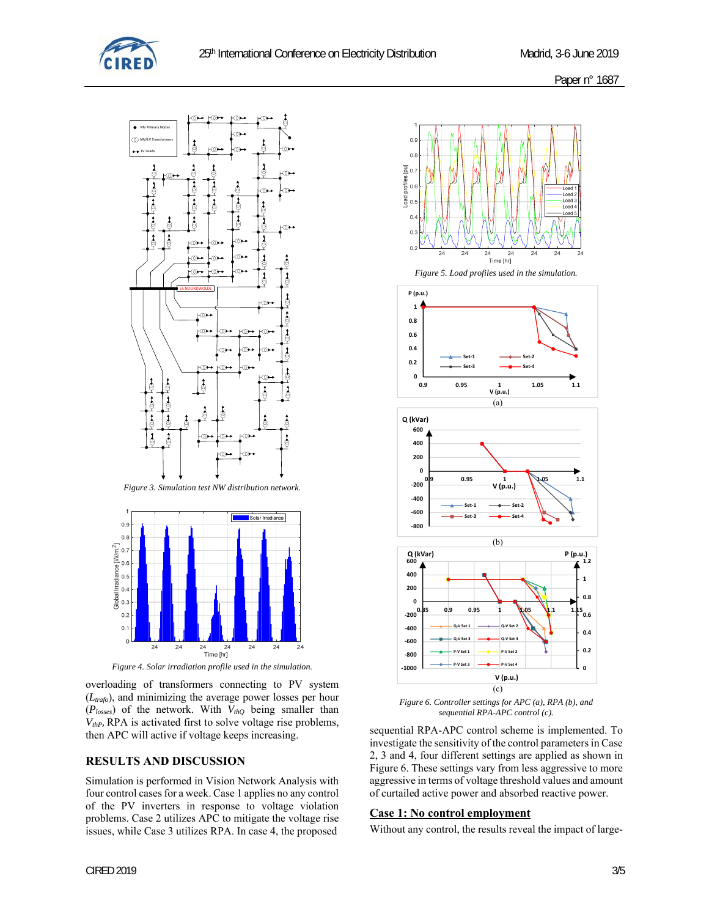Figure 3. Simulation test NW distribution network.

Figure 4. Solar irradiation profile used in the simulation.

overloading of transformers connecting to PV system ($L_{trafo}$), and minimizing the average power losses per hour ($P_{losses}$) of the network. With $V_{thQ}$ being smaller than $V_{thP}$, RPA is activated first to solve voltage rise problems, then APC will active if voltage keeps increasing.

## RESULTS AND DISCUSSION

Simulation is performed in Vision Network Analysis with four control cases for a week. Case 1 applies no any control of the PV inverters in response to voltage violation problems. Case 2 utilizes APC to mitigate the voltage rise issues, while Case 3 utilizes RPA. In case 4, the proposed

Figure 5. Load profiles used in the simulation.

Figure 6. Controller settings for APC (a), RPA (b), and sequential RPA-APC control (c).

sequential RPA-APC control scheme is implemented. To investigate the sensitivity of the control parameters in Case 2, 3 and 4, four different settings are applied as shown in Figure 6. These settings vary from less aggressive to more aggressive in terms of voltage threshold values and amount of curtailed active power and absorbed reactive power.

### Case 1: No control employment

Without any control, the results reveal the impact of large-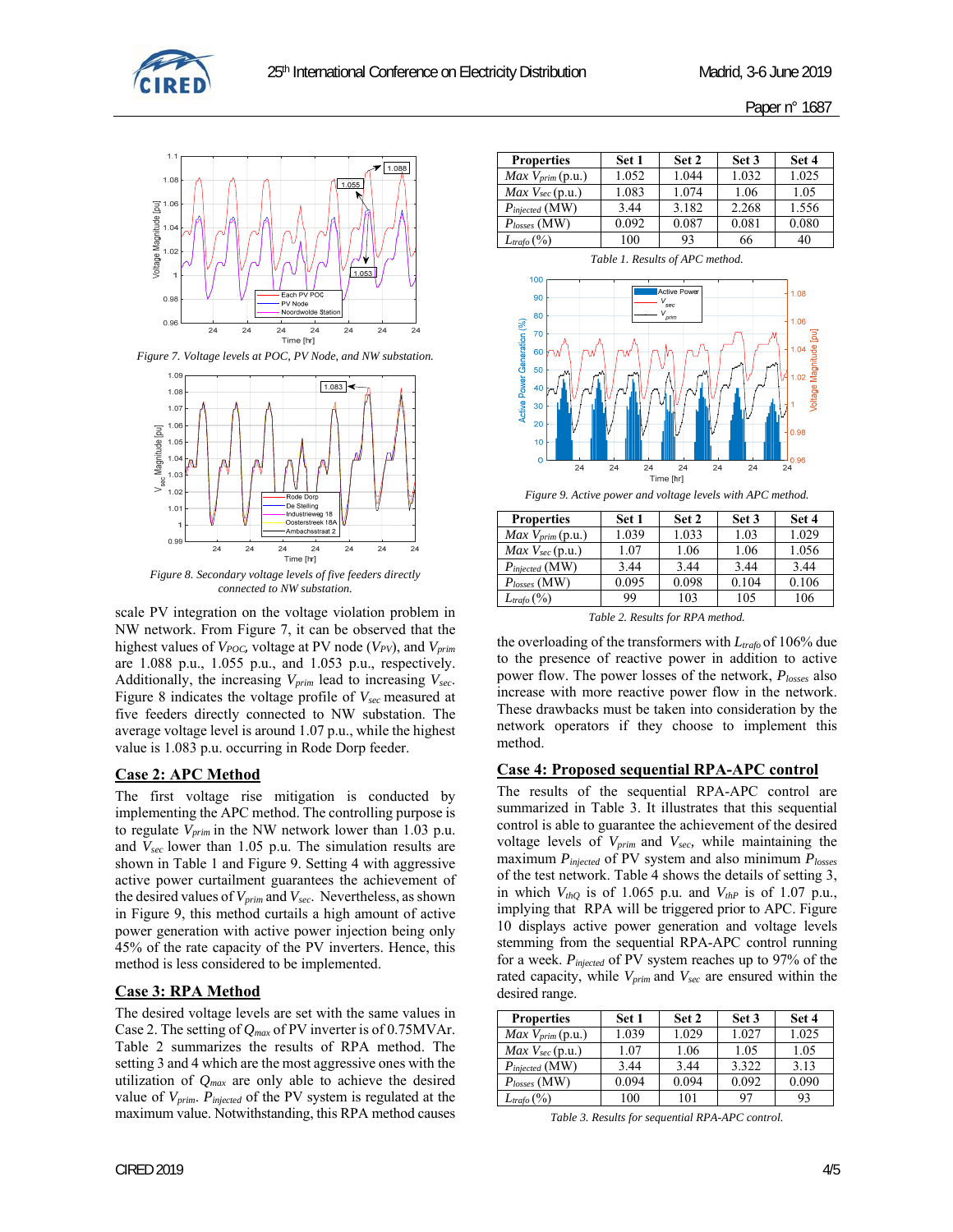Figure 7. Voltage levels at POC, PV Node, and NW substation.

Figure 8. Secondary voltage levels of five feeders directly connected to NW substation.

scale PV integration on the voltage violation problem in NW network. From Figure 7, it can be observed that the highest values of $V_{POC}$, voltage at PV node ($V_{PV}$), and $V_{prim}$ are 1.088 p.u., 1.055 p.u., and 1.053 p.u., respectively. Additionally, the increasing $V_{prim}$ lead to increasing $V_{sec}$. Figure 8 indicates the voltage profile of $V_{sec}$ measured at five feeders directly connected to NW substation. The average voltage level is around 1.07 p.u., while the highest value is 1.083 p.u. occurring in Rode Dorp feeder.

## Case 2: APC Method

The first voltage rise mitigation is conducted by implementing the APC method. The controlling purpose is to regulate $V_{prim}$ in the NW network lower than 1.03 p.u. and $V_{sec}$ lower than 1.05 p.u. The simulation results are shown in Table 1 and Figure 9. Setting 4 with aggressive active power curtailment guarantees the achievement of the desired values of $V_{prim}$ and $V_{sec}$. Nevertheless, as shown in Figure 9, this method curtails a high amount of active power generation with active power injection being only 45% of the rate capacity of the PV inverters. Hence, this method is less considered to be implemented.

## Case 3: RPA Method

The desired voltage levels are set with the same values in Case 2. The setting of $Q_{max}$ of PV inverter is of 0.75MVAr. Table 2 summarizes the results of RPA method. The setting 3 and 4 which are the most aggressive ones with the utilization of $Q_{max}$ are only able to achieve the desired value of $V_{prim}$. $P_{injected}$ of the PV system is regulated at the maximum value. Notwithstanding, this RPA method causes

| Properties | Set 1 | Set 2 | Set 3 | Set 4 |
|---|---|---|---|---|
| Max $V_{prim}$ (p.u.) | 1.052 | 1.044 | 1.032 | 1.025 |
| Max $V_{sec}$ (p.u.) | 1.083 | 1.074 | 1.06 | 1.05 |
| $P_{injected}$ (MW) | 3.44 | 3.182 | 2.268 | 1.556 |
| $P_{losses}$ (MW) | 0.092 | 0.087 | 0.081 | 0.080 |
| $L_{trafo}$ (%) | 100 | 93 | 66 | 40 |

Table 1. Results of APC method.

Figure 9. Active power and voltage levels with APC method.

| Properties | Set 1 | Set 2 | Set 3 | Set 4 |
|---|---|---|---|---|
| Max $V_{prim}$ (p.u.) | 1.039 | 1.033 | 1.03 | 1.029 |
| Max $V_{sec}$ (p.u.) | 1.07 | 1.06 | 1.06 | 1.056 |
| $P_{injected}$ (MW) | 3.44 | 3.44 | 3.44 | 3.44 |
| $P_{losses}$ (MW) | 0.095 | 0.098 | 0.104 | 0.106 |
| $L_{trafo}$ (%) | 99 | 103 | 105 | 106 |

Table 2. Results for RPA method.

the overloading of the transformers with $L_{trafo}$ of 106% due to the presence of reactive power in addition to active power flow. The power losses of the network, $P_{losses}$ also increase with more reactive power flow in the network. These drawbacks must be taken into consideration by the network operators if they choose to implement this method.

## Case 4: Proposed sequential RPA-APC control

The results of the sequential RPA-APC control are summarized in Table 3. It illustrates that this sequential control is able to guarantee the achievement of the desired voltage levels of $V_{prim}$ and $V_{sec}$, while maintaining the maximum $P_{injected}$ of PV system and also minimum $P_{losses}$ of the test network. Table 4 shows the details of setting 3, in which $V_{thQ}$ is of 1.065 p.u. and $V_{thP}$ is of 1.07 p.u., implying that RPA will be triggered prior to APC. Figure 10 displays active power generation and voltage levels stemming from the sequential RPA-APC control running for a week. $P_{injected}$ of PV system reaches up to 97% of the rated capacity, while $V_{prim}$ and $V_{sec}$ are ensured within the desired range.

| Properties | Set 1 | Set 2 | Set 3 | Set 4 |
|---|---|---|---|---|
| Max $V_{prim}$ (p.u.) | 1.039 | 1.029 | 1.027 | 1.025 |
| Max $V_{sec}$ (p.u.) | 1.07 | 1.06 | 1.05 | 1.05 |
| $P_{injected}$ (MW) | 3.44 | 3.44 | 3.322 | 3.13 |
| $P_{losses}$ (MW) | 0.094 | 0.094 | 0.092 | 0.090 |
| $L_{trafo}$ (%) | 100 | 101 | 97 | 93 |

Table 3. Results for sequential RPA-APC control.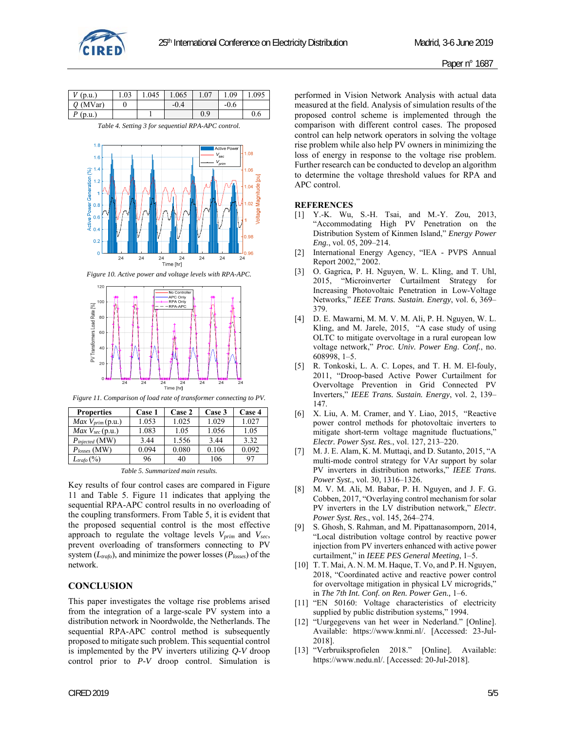| $V$ (p.u.) | 1.03 | 1.045 | 1.065 | 1.07 | 1.09 | 1.095 |
|---|---|---|---|---|---|---|
| $Q$ (MVar) | 0 | | -0.4 | | -0.6 | |
| $P$ (p.u.) | | 1 | | 0.9 | | 0.6 |

*Table 4. Setting 3 for sequential RPA-APC control.*

Active Power
$V_{sec}$
$V_{prim}$
Active Power Generation (%)
Voltage Magnitude [pu]
1.8
1.6
1.4
1.2
1
0.8
0.6
0.4
0.2
0
1.08
1.06
1.04
1.02
1
0.98
0.96
24 24 24 24 24 24 24
Time [hr]

*Figure 10. Active power and voltage levels with RPA-APC.*

No Controller
APC Only
RPA Only
RPA-APC
PV Transformers Load Rate [%]
120
100
80
60
40
20
0
24 24 24 24 24 24 24
Time [hr]

*Figure 11. Comparison of load rate of transformer connecting to PV.*

| Properties | Case 1 | Case 2 | Case 3 | Case 4 |
|---|---|---|---|---|
| *Max* $V_{prim}$ (p.u.) | 1.053 | 1.025 | 1.029 | 1.027 |
| *Max* $V_{sec}$ (p.u.) | 1.083 | 1.05 | 1.056 | 1.05 |
| $P_{injected}$ (MW) | 3.44 | 1.556 | 3.44 | 3.32 |
| $P_{losses}$ (MW) | 0.094 | 0.080 | 0.106 | 0.092 |
| $L_{trafo}$ (%) | 96 | 40 | 106 | 97 |

*Table 5. Summarized main results.*

Key results of four control cases are compared in Figure 11 and Table 5. Figure 11 indicates that applying the sequential RPA-APC control results in no overloading of the coupling transformers. From Table 5, it is evident that the proposed sequential control is the most effective approach to regulate the voltage levels $V_{prim}$ and $V_{sec}$, prevent overloading of transformers connecting to PV system ($L_{trafo}$), and minimize the power losses ($P_{losses}$) of the network.

## CONCLUSION

This paper investigates the voltage rise problems arised from the integration of a large-scale PV system into a distribution network in Noordwolde, the Netherlands. The sequential RPA-APC control method is subsequently proposed to mitigate such problem. This sequential control is implemented by the PV inverters utilizing *Q-V* droop control prior to *P-V* droop control. Simulation is performed in Vision Network Analysis with actual data measured at the field. Analysis of simulation results of the proposed control scheme is implemented through the comparison with different control cases. The proposed control can help network operators in solving the voltage rise problem while also help PV owners in minimizing the loss of energy in response to the voltage rise problem. Further research can be conducted to develop an algorithm to determine the voltage threshold values for RPA and APC control.

## REFERENCES

[1] Y.-K. Wu, S.-H. Tsai, and M.-Y. Zou, 2013, "Accommodating High PV Penetration on the Distribution System of Kinmen Island," *Energy Power Eng.*, vol. 05, 209–214.

[2] International Energy Agency, "IEA - PVPS Annual Report 2002," 2002.

[3] O. Gagrica, P. H. Nguyen, W. L. Kling, and T. Uhl, 2015, "Microinverter Curtailment Strategy for Increasing Photovoltaic Penetration in Low-Voltage Networks," *IEEE Trans. Sustain. Energy*, vol. 6, 369–379.

[4] D. E. Mawarni, M. M. V. M. Ali, P. H. Nguyen, W. L. Kling, and M. Jarele, 2015, "A case study of using OLTC to mitigate overvoltage in a rural european low voltage network," *Proc. Univ. Power Eng. Conf.*, no. 608998, 1–5.

[5] R. Tonkoski, L. A. C. Lopes, and T. H. M. El-fouly, 2011, "Droop-based Active Power Curtailment for Overvoltage Prevention in Grid Connected PV Inverters," *IEEE Trans. Sustain. Energy*, vol. 2, 139–147.

[6] X. Liu, A. M. Cramer, and Y. Liao, 2015, "Reactive power control methods for photovoltaic inverters to mitigate short-term voltage magnitude fluctuations," *Electr. Power Syst. Res.*, vol. 127, 213–220.

[7] M. J. E. Alam, K. M. Muttaqi, and D. Sutanto, 2015, "A multi-mode control strategy for VAr support by solar PV inverters in distribution networks," *IEEE Trans. Power Syst.*, vol. 30, 1316–1326.

[8] M. V. M. Ali, M. Babar, P. H. Nguyen, and J. F. G. Cobben, 2017, "Overlaying control mechanism for solar PV inverters in the LV distribution network," *Electr. Power Syst. Res.*, vol. 145, 264–274.

[9] S. Ghosh, S. Rahman, and M. Pipattanasomporn, 2014, "Local distribution voltage control by reactive power injection from PV inverters enhanced with active power curtailment," in *IEEE PES General Meeting*, 1–5.

[10] T. T. Mai, A. N. M. M. Haque, T. Vo, and P. H. Nguyen, 2018, "Coordinated active and reactive power control for overvoltage mitigation in physical LV microgrids," in *The 7th Int. Conf. on Ren. Power Gen.*, 1–6.

[11] "EN 50160: Voltage characteristics of electricity supplied by public distribution systems," 1994.

[12] "Uurgegevens van het weer in Nederland." [Online]. Available: https://www.knmi.nl/. [Accessed: 23-Jul-2018].

[13] "Verbruiksprofielen 2018." [Online]. Available: https://www.nedu.nl/. [Accessed: 20-Jul-2018].